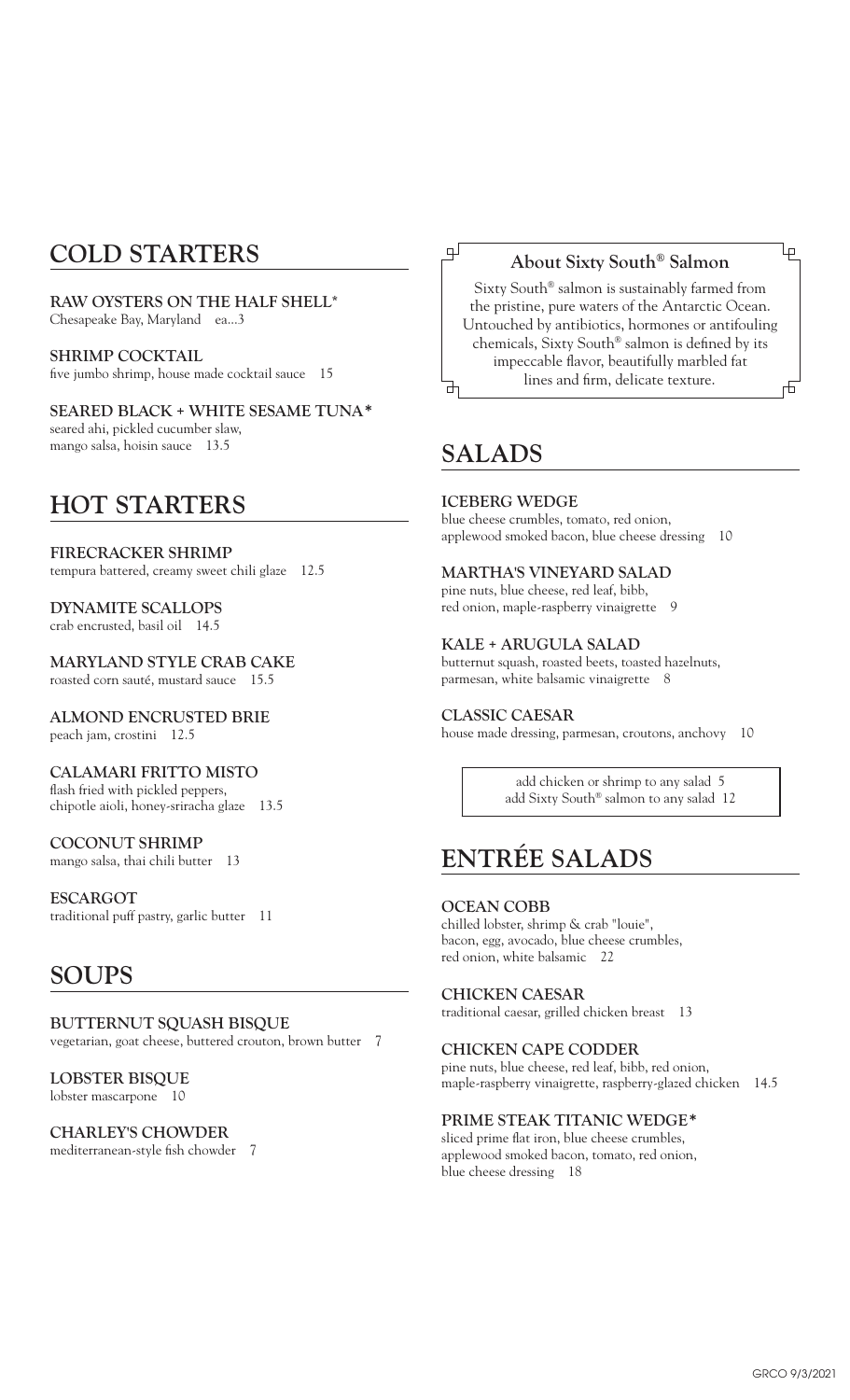## COLD STARTERS

**RAW OYSTERS ON THE HALF SHELL***
Chesapeake Bay, Maryland ea...3

**SHRIMP COCKTAIL**
five jumbo shrimp, house made cocktail sauce 15

**SEARED BLACK + WHITE SESAME TUNA***
seared ahi, pickled cucumber slaw, mango salsa, hoisin sauce 13.5

## HOT STARTERS

**FIRECRACKER SHRIMP**
tempura battered, creamy sweet chili glaze 12.5

**DYNAMITE SCALLOPS**
crab encrusted, basil oil 14.5

**MARYLAND STYLE CRAB CAKE**
roasted corn sauté, mustard sauce 15.5

**ALMOND ENCRUSTED BRIE**
peach jam, crostini 12.5

**CALAMARI FRITTO MISTO**
flash fried with pickled peppers, chipotle aioli, honey-sriracha glaze 13.5

**COCONUT SHRIMP**
mango salsa, thai chili butter 13

**ESCARGOT**
traditional puff pastry, garlic butter 11

## SOUPS

**BUTTERNUT SQUASH BISQUE**
vegetarian, goat cheese, buttered crouton, brown butter 7

**LOBSTER BISQUE**
lobster mascarpone 10

**CHARLEY'S CHOWDER**
mediterranean-style fish chowder 7

### About Sixty South® Salmon

Sixty South® salmon is sustainably farmed from the pristine, pure waters of the Antarctic Ocean. Untouched by antibiotics, hormones or antifouling chemicals, Sixty South® salmon is defined by its impeccable flavor, beautifully marbled fat lines and firm, delicate texture.

## SALADS

**ICEBERG WEDGE**
blue cheese crumbles, tomato, red onion, applewood smoked bacon, blue cheese dressing 10

**MARTHA'S VINEYARD SALAD**
pine nuts, blue cheese, red leaf, bibb, red onion, maple-raspberry vinaigrette 9

**KALE + ARUGULA SALAD**
butternut squash, roasted beets, toasted hazelnuts, parmesan, white balsamic vinaigrette 8

**CLASSIC CAESAR**
house made dressing, parmesan, croutons, anchovy 10

add chicken or shrimp to any salad 5
add Sixty South® salmon to any salad 12

## ENTRÉE SALADS

**OCEAN COBB**
chilled lobster, shrimp & crab "louie", bacon, egg, avocado, blue cheese crumbles, red onion, white balsamic 22

**CHICKEN CAESAR**
traditional caesar, grilled chicken breast 13

**CHICKEN CAPE CODDER**
pine nuts, blue cheese, red leaf, bibb, red onion, maple-raspberry vinaigrette, raspberry-glazed chicken 14.5

**PRIME STEAK TITANIC WEDGE***
sliced prime flat iron, blue cheese crumbles, applewood smoked bacon, tomato, red onion, blue cheese dressing 18

GRCO 9/3/2021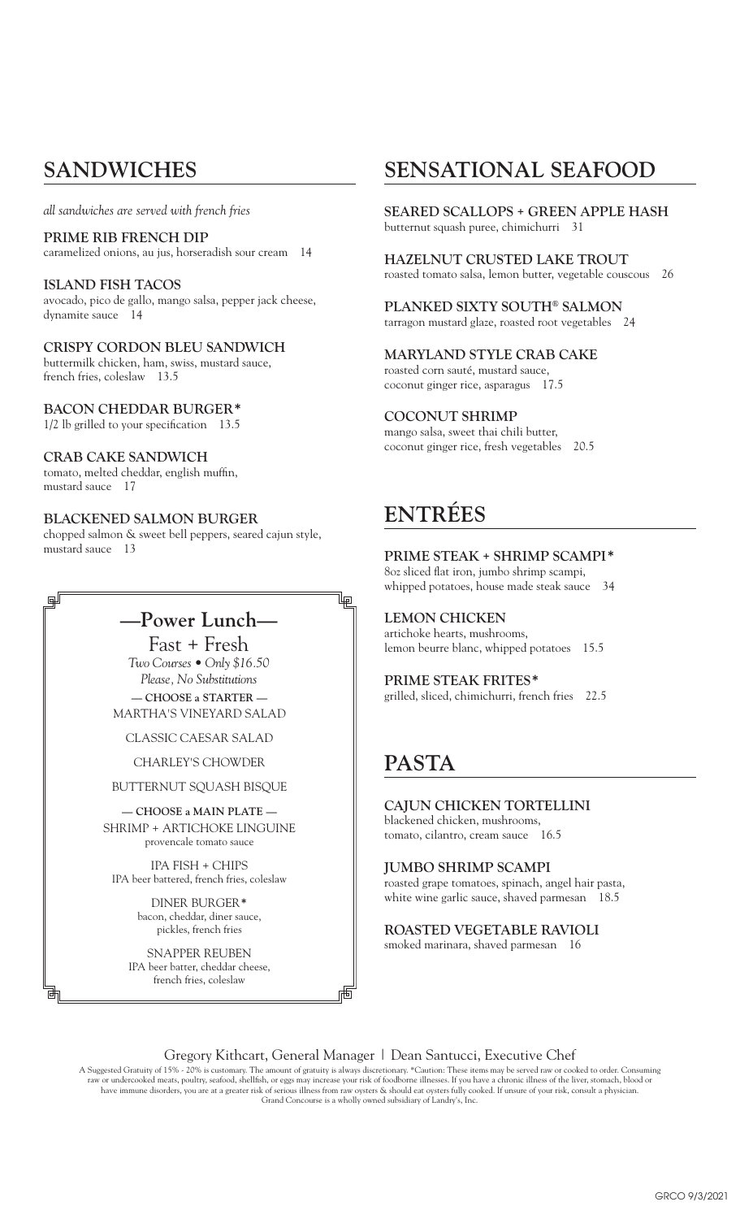## SANDWICHES

*all sandwiches are served with french fries*

**PRIME RIB FRENCH DIP**
caramelized onions, au jus, horseradish sour cream 14

**ISLAND FISH TACOS**
avocado, pico de gallo, mango salsa, pepper jack cheese, dynamite sauce 14

**CRISPY CORDON BLEU SANDWICH**
buttermilk chicken, ham, swiss, mustard sauce, french fries, coleslaw 13.5

**BACON CHEDDAR BURGER***
1/2 lb grilled to your specification 13.5

**CRAB CAKE SANDWICH**
tomato, melted cheddar, english muffin, mustard sauce 17

**BLACKENED SALMON BURGER**
chopped salmon & sweet bell peppers, seared cajun style, mustard sauce 13

### —Power Lunch—

Fast + Fresh

*Two Courses • Only $16.50*

*Please, No Substitutions*

**— CHOOSE a STARTER —**

MARTHA'S VINEYARD SALAD

CLASSIC CAESAR SALAD

CHARLEY'S CHOWDER

BUTTERNUT SQUASH BISQUE

**— CHOOSE a MAIN PLATE —**

SHRIMP + ARTICHOKE LINGUINE
provencale tomato sauce

IPA FISH + CHIPS
IPA beer battered, french fries, coleslaw

DINER BURGER*
bacon, cheddar, diner sauce, pickles, french fries

SNAPPER REUBEN
IPA beer batter, cheddar cheese, french fries, coleslaw

## SENSATIONAL SEAFOOD

**SEARED SCALLOPS + GREEN APPLE HASH**
butternut squash puree, chimichurri 31

**HAZELNUT CRUSTED LAKE TROUT**
roasted tomato salsa, lemon butter, vegetable couscous 26

**PLANKED SIXTY SOUTH® SALMON**
tarragon mustard glaze, roasted root vegetables 24

**MARYLAND STYLE CRAB CAKE**
roasted corn sauté, mustard sauce, coconut ginger rice, asparagus 17.5

**COCONUT SHRIMP**
mango salsa, sweet thai chili butter, coconut ginger rice, fresh vegetables 20.5

## ENTRÉES

**PRIME STEAK + SHRIMP SCAMPI***
8oz sliced flat iron, jumbo shrimp scampi, whipped potatoes, house made steak sauce 34

**LEMON CHICKEN**
artichoke hearts, mushrooms, lemon beurre blanc, whipped potatoes 15.5

**PRIME STEAK FRITES***
grilled, sliced, chimichurri, french fries 22.5

## PASTA

**CAJUN CHICKEN TORTELLINI**
blackened chicken, mushrooms, tomato, cilantro, cream sauce 16.5

**JUMBO SHRIMP SCAMPI**
roasted grape tomatoes, spinach, angel hair pasta, white wine garlic sauce, shaved parmesan 18.5

**ROASTED VEGETABLE RAVIOLI**
smoked marinara, shaved parmesan 16

Gregory Kithcart, General Manager | Dean Santucci, Executive Chef

A Suggested Gratuity of 15% - 20% is customary. The amount of gratuity is always discretionary. *Caution: These items may be served raw or cooked to order. Consuming raw or undercooked meats, poultry, seafood, shellfish, or eggs may increase your risk of foodborne illnesses. If you have a chronic illness of the liver, stomach, blood or have immune disorders, you are at a greater risk of serious illness from raw oysters & should eat oysters fully cooked. If unsure of your risk, consult a physician. Grand Concourse is a wholly owned subsidiary of Landry's, Inc.

GRCO 9/3/2021